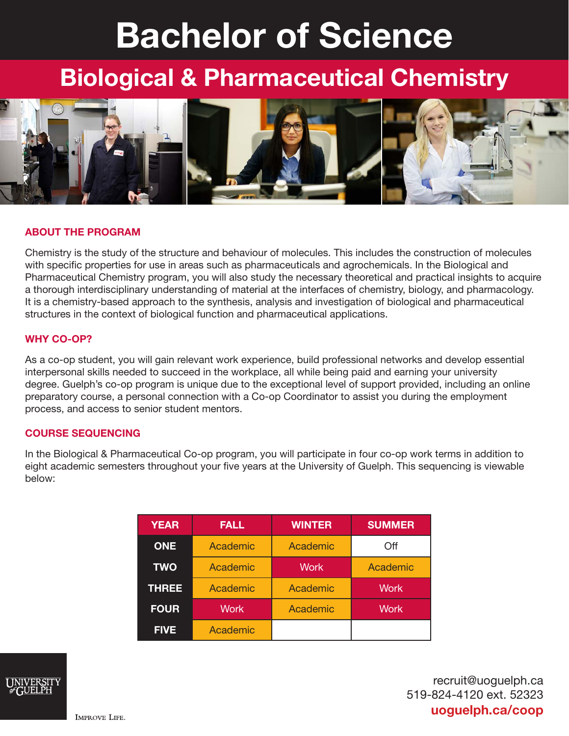# Bachelor of Science

## Biological & Pharmaceutical Chemistry

### ABOUT THE PROGRAM

Chemistry is the study of the structure and behaviour of molecules. This includes the construction of molecules with specific properties for use in areas such as pharmaceuticals and agrochemicals. In the Biological and Pharmaceutical Chemistry program, you will also study the necessary theoretical and practical insights to acquire a thorough interdisciplinary understanding of material at the interfaces of chemistry, biology, and pharmacology. It is a chemistry-based approach to the synthesis, analysis and investigation of biological and pharmaceutical structures in the context of biological function and pharmaceutical applications.

### WHY CO-OP?

As a co-op student, you will gain relevant work experience, build professional networks and develop essential interpersonal skills needed to succeed in the workplace, all while being paid and earning your university degree. Guelph's co-op program is unique due to the exceptional level of support provided, including an online preparatory course, a personal connection with a Co-op Coordinator to assist you during the employment process, and access to senior student mentors.

### COURSE SEQUENCING

In the Biological & Pharmaceutical Co-op program, you will participate in four co-op work terms in addition to eight academic semesters throughout your five years at the University of Guelph. This sequencing is viewable below:

| YEAR | FALL | WINTER | SUMMER |
|---|---|---|---|
| ONE | Academic | Academic | Off |
| TWO | Academic | Work | Academic |
| THREE | Academic | Academic | Work |
| FOUR | Work | Academic | Work |
| FIVE | Academic | | |

University of Guelph

Improve Life.

recruit@uoguelph.ca
519-824-4120 ext. 52323
**uoguelph.ca/coop**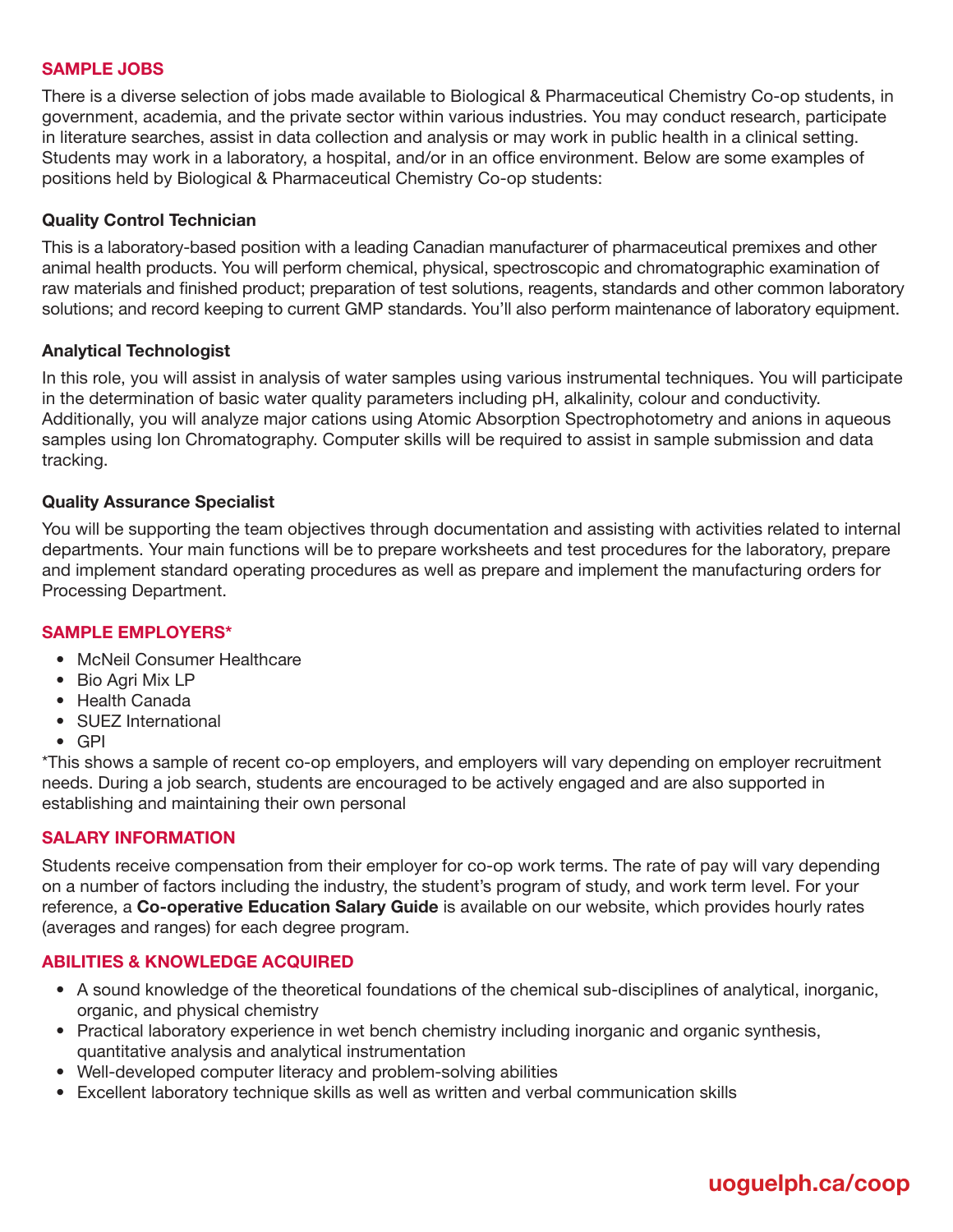## SAMPLE JOBS

There is a diverse selection of jobs made available to Biological & Pharmaceutical Chemistry Co-op students, in government, academia, and the private sector within various industries. You may conduct research, participate in literature searches, assist in data collection and analysis or may work in public health in a clinical setting. Students may work in a laboratory, a hospital, and/or in an office environment. Below are some examples of positions held by Biological & Pharmaceutical Chemistry Co-op students:

### Quality Control Technician

This is a laboratory-based position with a leading Canadian manufacturer of pharmaceutical premixes and other animal health products. You will perform chemical, physical, spectroscopic and chromatographic examination of raw materials and finished product; preparation of test solutions, reagents, standards and other common laboratory solutions; and record keeping to current GMP standards. You'll also perform maintenance of laboratory equipment.

### Analytical Technologist

In this role, you will assist in analysis of water samples using various instrumental techniques. You will participate in the determination of basic water quality parameters including pH, alkalinity, colour and conductivity. Additionally, you will analyze major cations using Atomic Absorption Spectrophotometry and anions in aqueous samples using Ion Chromatography. Computer skills will be required to assist in sample submission and data tracking.

### Quality Assurance Specialist

You will be supporting the team objectives through documentation and assisting with activities related to internal departments. Your main functions will be to prepare worksheets and test procedures for the laboratory, prepare and implement standard operating procedures as well as prepare and implement the manufacturing orders for Processing Department.

## SAMPLE EMPLOYERS*

- McNeil Consumer Healthcare
- Bio Agri Mix LP
- Health Canada
- SUEZ International
- GPI

*This shows a sample of recent co-op employers, and employers will vary depending on employer recruitment needs. During a job search, students are encouraged to be actively engaged and are also supported in establishing and maintaining their own personal

## SALARY INFORMATION

Students receive compensation from their employer for co-op work terms. The rate of pay will vary depending on a number of factors including the industry, the student's program of study, and work term level. For your reference, a **Co-operative Education Salary Guide** is available on our website, which provides hourly rates (averages and ranges) for each degree program.

## ABILITIES & KNOWLEDGE ACQUIRED

- A sound knowledge of the theoretical foundations of the chemical sub-disciplines of analytical, inorganic, organic, and physical chemistry
- Practical laboratory experience in wet bench chemistry including inorganic and organic synthesis, quantitative analysis and analytical instrumentation
- Well-developed computer literacy and problem-solving abilities
- Excellent laboratory technique skills as well as written and verbal communication skills

**uoguelph.ca/coop**